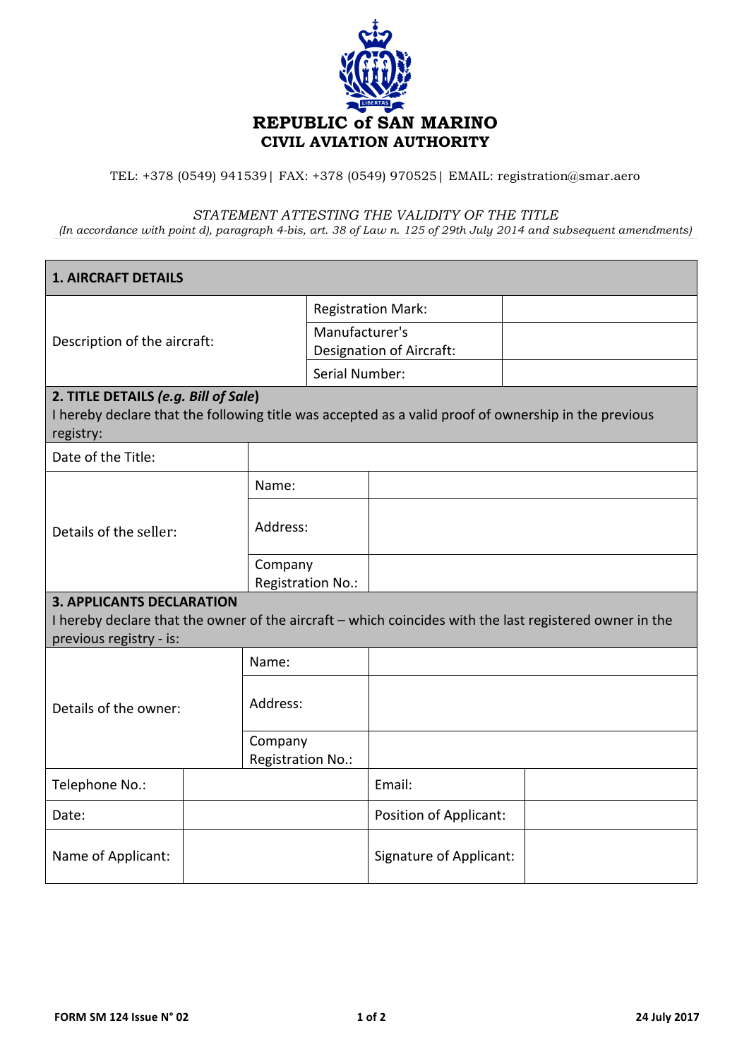# REPUBLIC of SAN MARINO
## CIVIL AVIATION AUTHORITY

TEL: +378 (0549) 941539| FAX: +378 (0549) 970525| EMAIL: registration@smar.aero

*STATEMENT ATTESTING THE VALIDITY OF THE TITLE*

*(In accordance with point d), paragraph 4-bis, art. 38 of Law n. 125 of 29th July 2014 and subsequent amendments)*

| **1. AIRCRAFT DETAILS** | | |
|---|---|---|
| Description of the aircraft: | Registration Mark: | |
| | Manufacturer's Designation of Aircraft: | |
| | Serial Number: | |

**2. TITLE DETAILS *(e.g. Bill of Sale)***

I hereby declare that the following title was accepted as a valid proof of ownership in the previous registry:

| | | |
|---|---|---|
| Date of the Title: | | |
| Details of the seller: | Name: | |
| | Address: | |
| | Company Registration No.: | |

**3. APPLICANTS DECLARATION**

I hereby declare that the owner of the aircraft – which coincides with the last registered owner in the previous registry - is:

| | | |
|---|---|---|
| Details of the owner: | Name: | |
| | Address: | |
| | Company Registration No.: | |

| | | | |
|---|---|---|---|
| Telephone No.: | | Email: | |
| Date: | | Position of Applicant: | |
| Name of Applicant: | | Signature of Applicant: | |

FORM SM 124 Issue N° 02 — 24 July 2017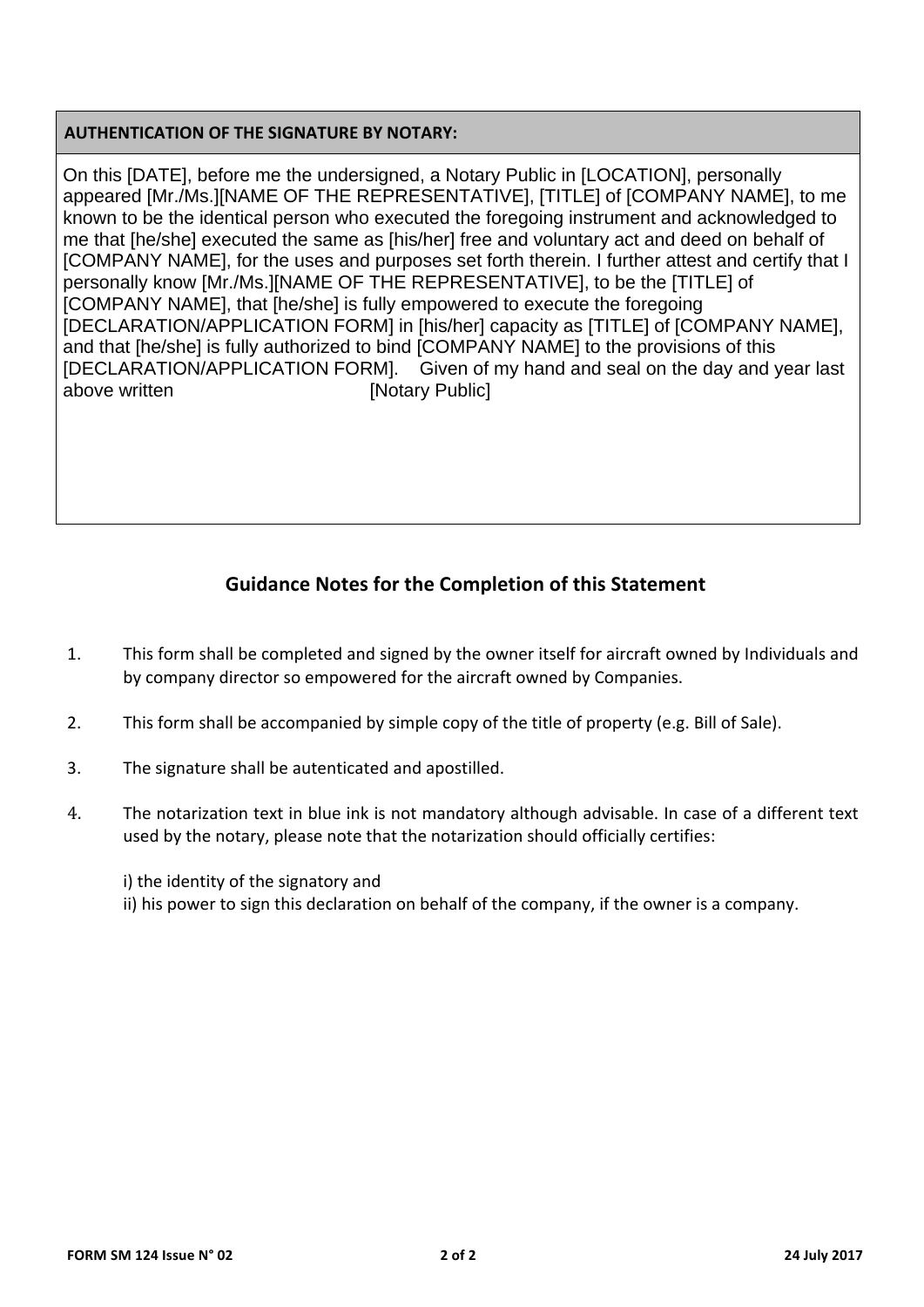**AUTHENTICATION OF THE SIGNATURE BY NOTARY:**

On this [DATE], before me the undersigned, a Notary Public in [LOCATION], personally appeared [Mr./Ms.][NAME OF THE REPRESENTATIVE], [TITLE] of [COMPANY NAME], to me known to be the identical person who executed the foregoing instrument and acknowledged to me that [he/she] executed the same as [his/her] free and voluntary act and deed on behalf of [COMPANY NAME], for the uses and purposes set forth therein. I further attest and certify that I personally know [Mr./Ms.][NAME OF THE REPRESENTATIVE], to be the [TITLE] of [COMPANY NAME], that [he/she] is fully empowered to execute the foregoing [DECLARATION/APPLICATION FORM] in [his/her] capacity as [TITLE] of [COMPANY NAME], and that [he/she] is fully authorized to bind [COMPANY NAME] to the provisions of this [DECLARATION/APPLICATION FORM]. Given of my hand and seal on the day and year last above written [Notary Public]

## Guidance Notes for the Completion of this Statement

1. This form shall be completed and signed by the owner itself for aircraft owned by Individuals and by company director so empowered for the aircraft owned by Companies.

2. This form shall be accompanied by simple copy of the title of property (e.g. Bill of Sale).

3. The signature shall be autenticated and apostilled.

4. The notarization text in blue ink is not mandatory although advisable. In case of a different text used by the notary, please note that the notarization should officially certifies:

   i) the identity of the signatory and
   ii) his power to sign this declaration on behalf of the company, if the owner is a company.

**FORM SM 124 Issue N° 02** **24 July 2017**